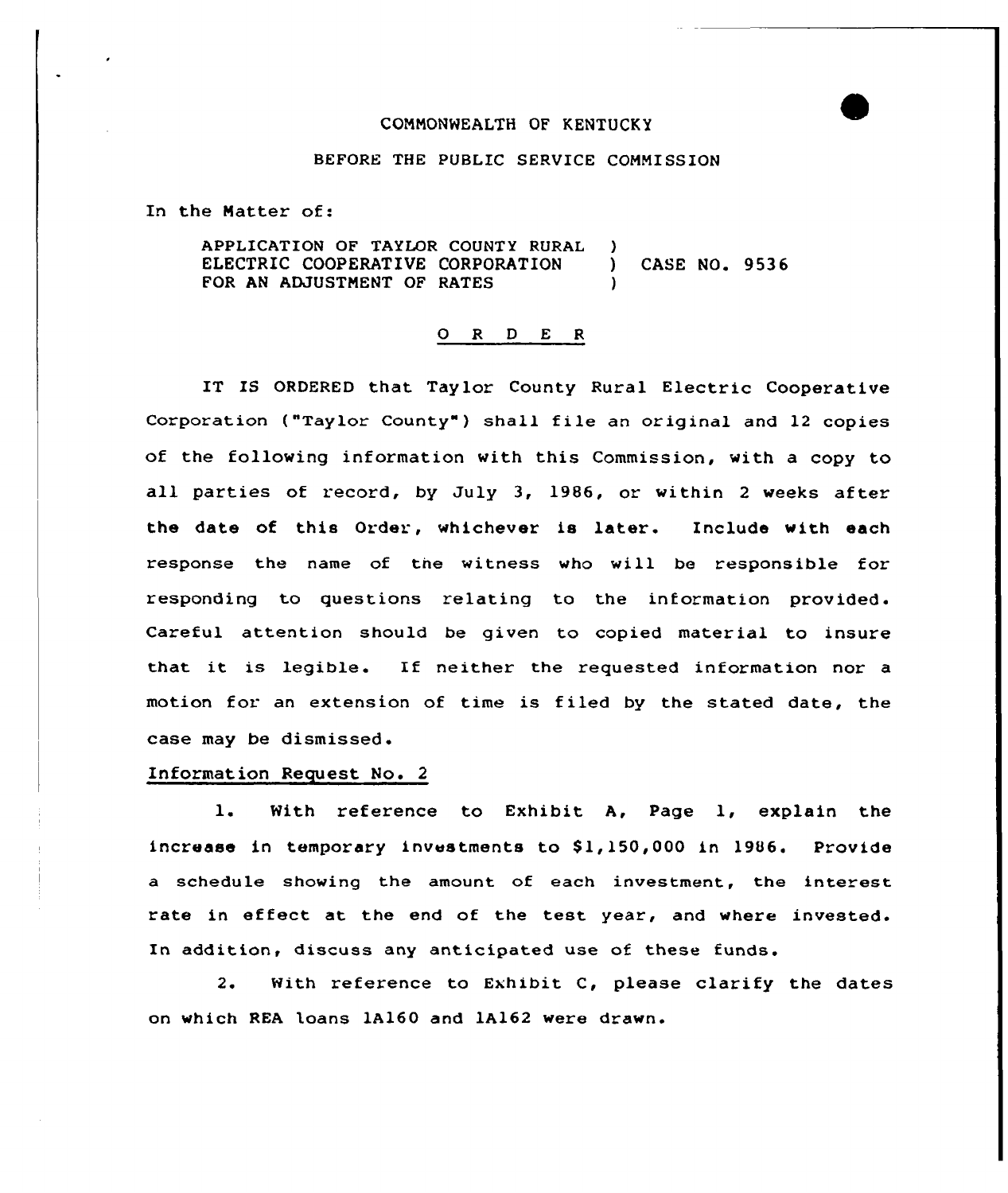COMMONWEALTH OF KENTUCKY

BEFORE THE PUBLIC SERVICE COMMISSION

In the Matter of:

APPLICATION OF TAYLOR COUNTY RURAL ) ELECTRIC COOPERATIVE CORPORATION ) CASE NO. 9536 FOR AN ADJUSTMENT OF RATES )

## O R D E R

IT IS ORDERED that Taylor County Rural Electric Cooperative Corporation ("Taylor County") shall file an original and 12 copies of the following information with this Commission, with a copy to all parties of record, by July 3, 1986, or within 2 weeks after the date of this Order, whichever is later. Include with each response the name of the witness who will be responsible for responding to questions relating to the information provided. Careful attention should be given to copied material to insure that it is legible. If neither the requested information nor a motion for an extension of time is filed by the stated date, the case may be dismissed.

Information Request No. 2

1. With reference to Exhibit A, Page 1, explain the increase in temporary investments to $1,150,000 in 1986. Provide a schedule showing the amount of each investment, the interest rate in effect at the end of the test year, and where invested. In addition, discuss any anticipated use of these funds.

2. With reference to Exhibit C, please clarify the dates on which REA loans 1A160 and 1A162 were drawn.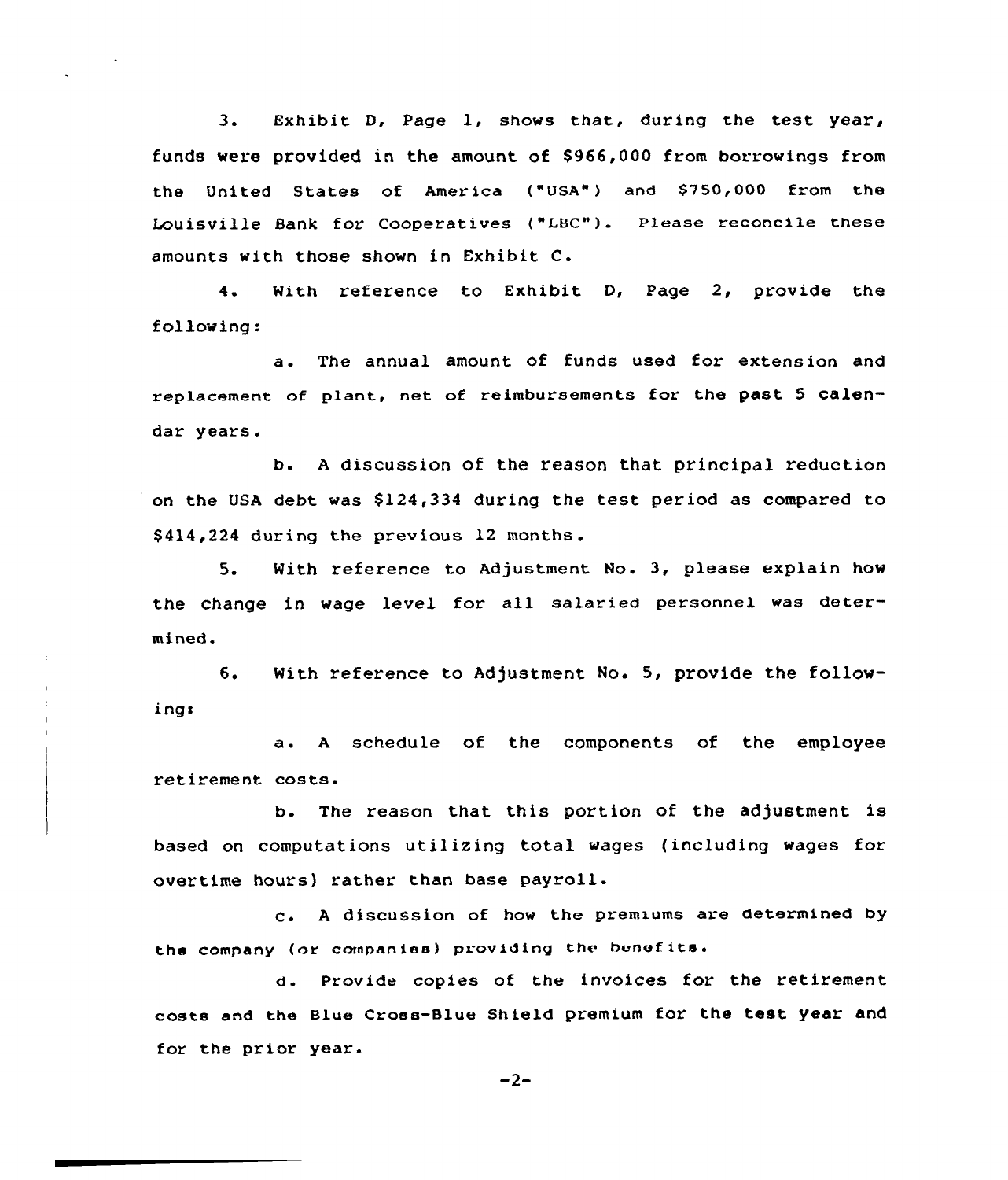3. Exhibit D, Page 1, shows that, during the test year, funds were provided in the amount of $966,000 from borrowings from the United States of America ("USA") and $750,000 from the Louisville Bank for Cooperatives ("LBC"). Please reconcile these amounts with those shown in Exhibit C.

4. With reference to Exhibit D, Page 2, provide the following:

a. The annual amount of funds used for extension and replacement of plant, net of reimbursements for the past 5 calendar years.

b. A discussion of the reason that principal reduction on the USA debt was $124,334 during the test period as compared to $414,224 during the previous 12 months.

5. With reference to Adjustment No. 3, please explain how the change in wage level for all salaried personnel was determined.

6. With reference to Adjustment No. 5, provide the following:

a. A schedule of the components of the employee retirement costs.

b. The reason that this portion of the adjustment is based on computations utilizing total wages (including wages for overtime hours) rather than base payroll.

c. A discussion of how the premiums are determined by the company (or companies) providing the benefits.

d. Provide copies of the invoices for the retirement costs and the Blue Cross-Blue Shield premium for the test year and for the prior year.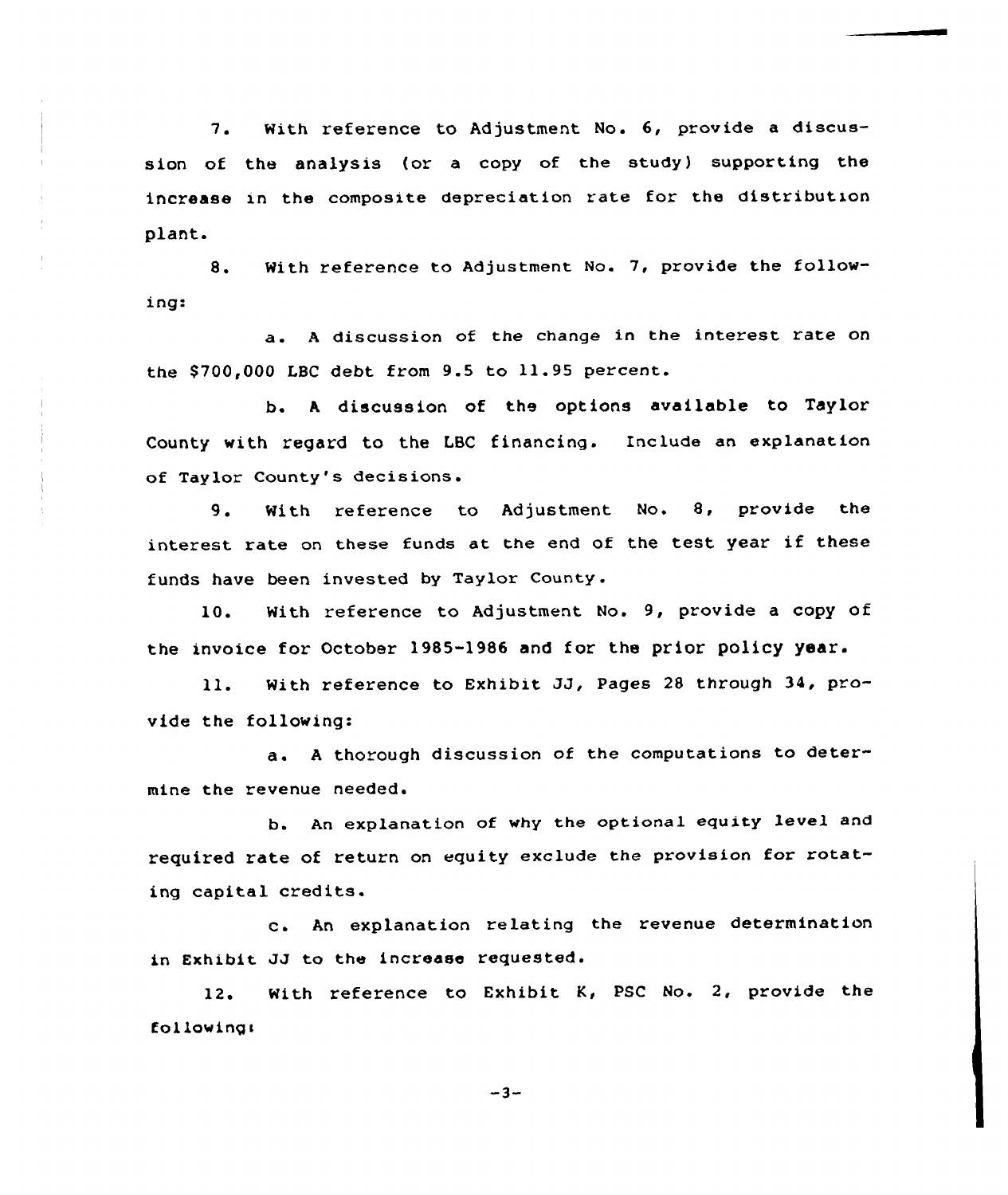7. With reference to Adjustment No. 6, provide a discussion of the analysis (or a copy of the study) supporting the increase in the composite depreciation rate for the distribution plant.

8. With reference to Adjustment No. 7, provide the following:

a. A discussion of the change in the interest rate on the $700,000 LBC debt from 9.5 to 11.95 percent.

b. A discussion of the options available to Taylor County with regard to the LBC financing. Include an explanation of Taylor County's decisions.

9. With reference to Adjustment No. 8, provide the interest rate on these funds at the end of the test year if these funds have been invested by Taylor County.

10. With reference to Adjustment No. 9, provide a copy of the invoice for October 1985-1986 and for the prior policy year.

11. With reference to Exhibit JJ, Pages 28 through 34, provide the following:

a. A thorough discussion of the computations to determine the revenue needed.

b. An explanation of why the optional equity level and required rate of return on equity exclude the provision for rotating capital credits.

c. An explanation relating the revenue determination in Exhibit JJ to the increase requested.

12. With reference to Exhibit K, PSC No. 2, provide the following: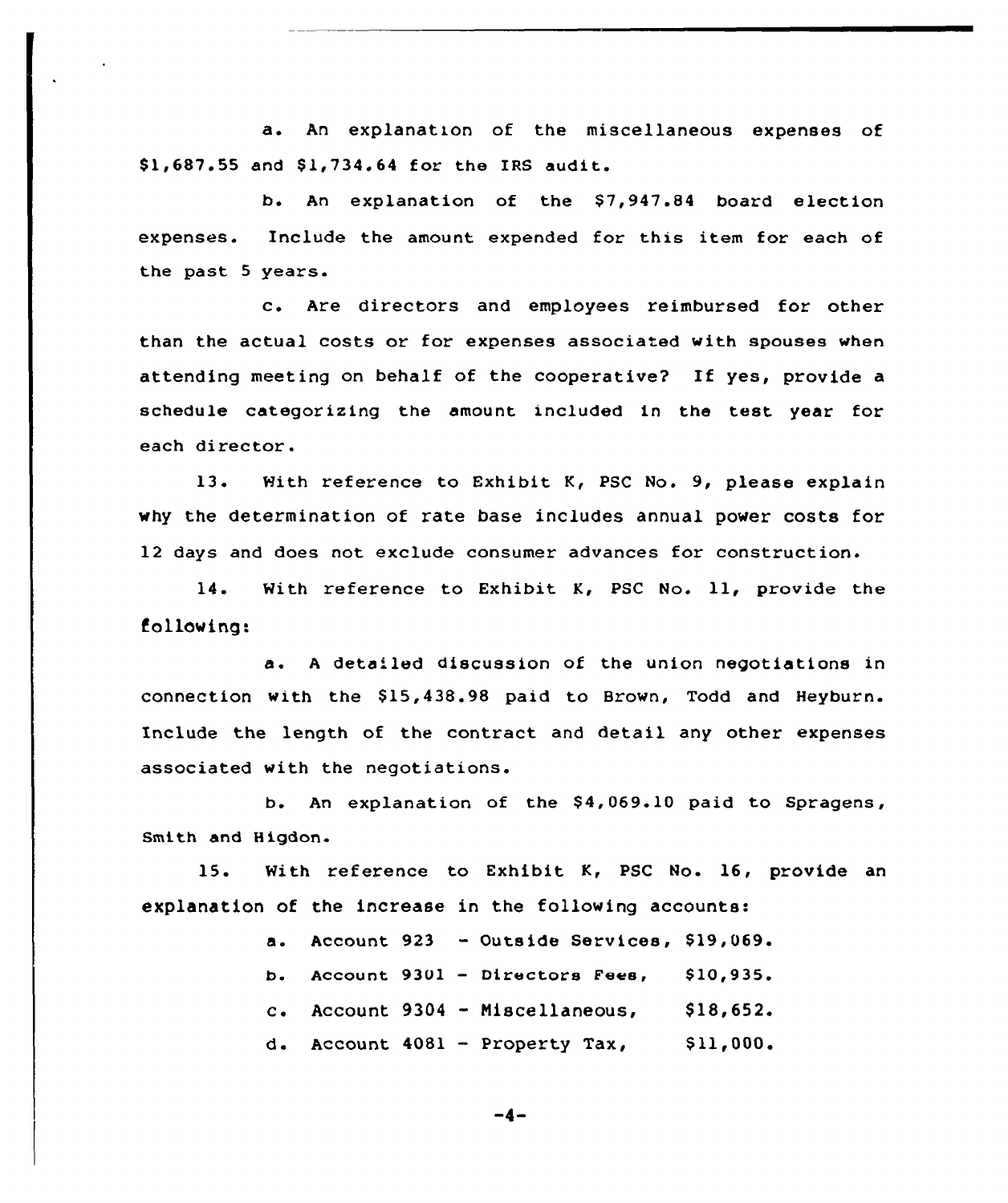a. An explanation of the miscellaneous expenses of $1,687.55 and $1,734.64 for the IRS audit.

b. An explanation of the $7,947.84 board election expenses. Include the amount expended for this item for each of the past 5 years.

c. Are directors and employees reimbursed for other than the actual costs or for expenses associated with spouses when attending meeting on behalf of the cooperative? If yes, provide a schedule categorizing the amount included in the test year for each director.

13. With reference to Exhibit K, PSC No. 9, please explain why the determination of rate base includes annual power costs for 12 days and does not exclude consumer advances for construction.

14. With reference to Exhibit K, PSC No. 11, provide the following:

a. A detailed discussion of the union negotiations in connection with the $15,438.98 paid to Brown, Todd and Heyburn. Include the length of the contract and detail any other expenses associated with the negotiations.

b. An explanation of the $4,069.10 paid to Spragens, Smith and Higdon.

15. With reference to Exhibit K, PSC No. 16, provide an explanation of the increase in the following accounts:

a. Account 923 - Outside Services, $19,069.

b. Account 9301 - Directors Fees, $10,935.

c. Account 9304 - Miscellaneous, $18,652.

d. Account 4081 - Property Tax, $11,000.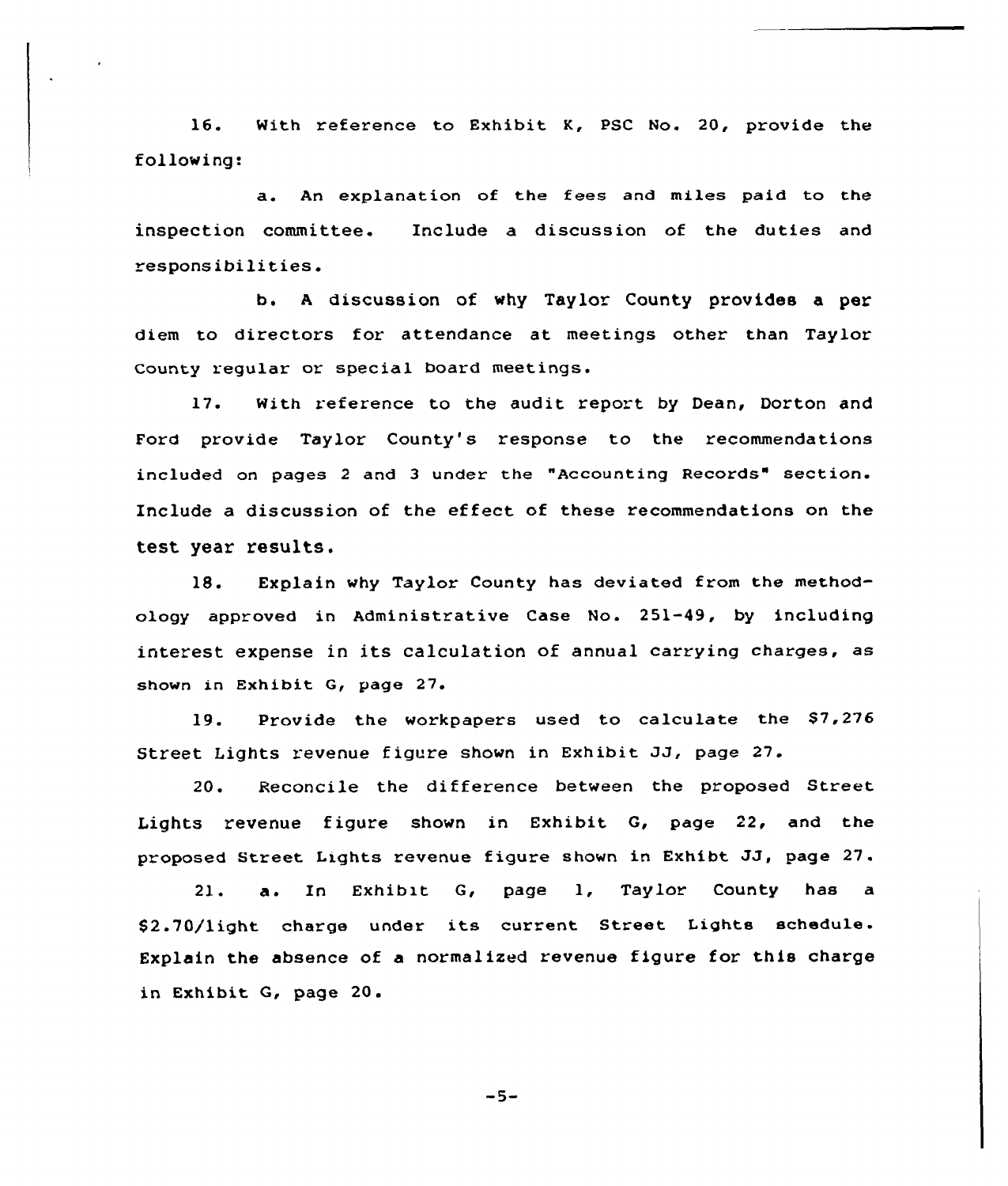16. With reference to Exhibit K, PSC No. 20, provide the following:

a. An explanation of the fees and miles paid to the inspection committee. Include a discussion of the duties and responsibilities.

b. A discussion of why Taylor County provides a per diem to directors for attendance at meetings other than Taylor County regular or special board meetings.

17. With reference to the audit report by Dean, Dorton and Ford provide Taylor County's response to the recommendations included on pages 2 and 3 under the "Accounting Records" section. Include a discussion of the effect of these recommendations on the test year results.

18. Explain why Taylor County has deviated from the methodology approved in Administrative Case No. 251-49, by including interest expense in its calculation of annual carrying charges, as shown in Exhibit G, page 27.

19. Provide the workpapers used to calculate the $7,276 Street Lights revenue figure shown in Exhibit JJ, page 27.

20. Reconcile the difference between the proposed Street Lights revenue figure shown in Exhibit G, page 22, and the proposed Street Lights revenue figure shown in Exhibt JJ, page 27.

21. a. In Exhibit G, page 1, Taylor County has a $2.70/light charge under its current Street Lights schedule. Explain the absence of a normalized revenue figure for this charge in Exhibit G, page 20.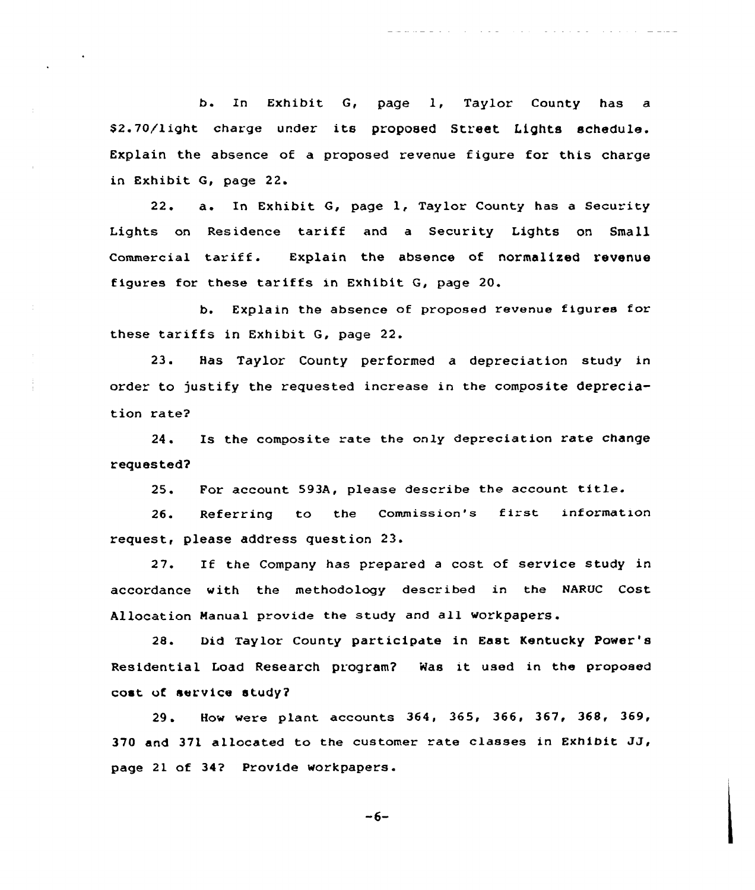b. In Exhibit G, page 1, Taylor County has a $2.70/light charge under its proposed Street Lights schedule. Explain the absence of a proposed revenue figure for this charge in Exhibit G, page 22.

22. a. In Exhibit G, page 1, Taylor County has a Security Lights on Residence tariff and a Security Lights on Small Commercial tariff. Explain the absence of normalized revenue figures for these tariffs in Exhibit G, page 20.

b. Explain the absence of proposed revenue figures for these tariffs in Exhibit G, page 22.

23. Has Taylor County performed a depreciation study in order to justify the requested increase in the composite depreciation rate?

24. Is the composite rate the only depreciation rate change requested?

25. For account 593A, please describe the account title.

26. Referring to the Commission's first information request, please address question 23.

27. If the Company has prepared a cost of service study in accordance with the methodology described in the NARUC Cost Allocation Manual provide the study and all workpapers.

28. Did Taylor County participate in East Kentucky Power's Residential Load Research program? Was it used in the proposed cost of service study?

29. How were plant accounts 364, 365, 366, 367, 368, 369, 370 and 371 allocated to the customer rate classes in Exhibit JJ, page 21 of 34? Provide workpapers.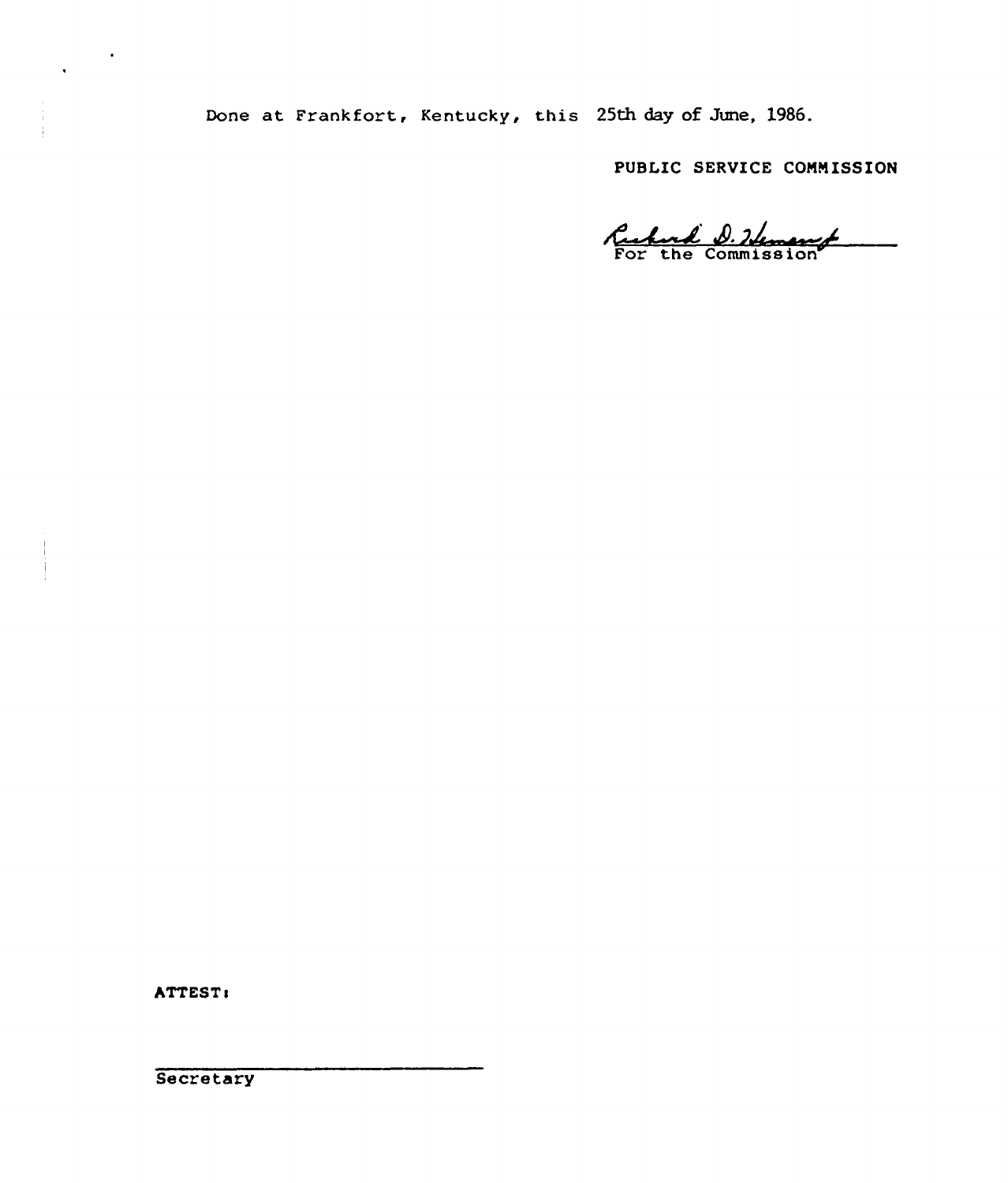Done at Frankfort, Kentucky, this 25th day of June, 1986.

PUBLIC SERVICE COMMISSION

For the Commission

ATTEST:

Secretary